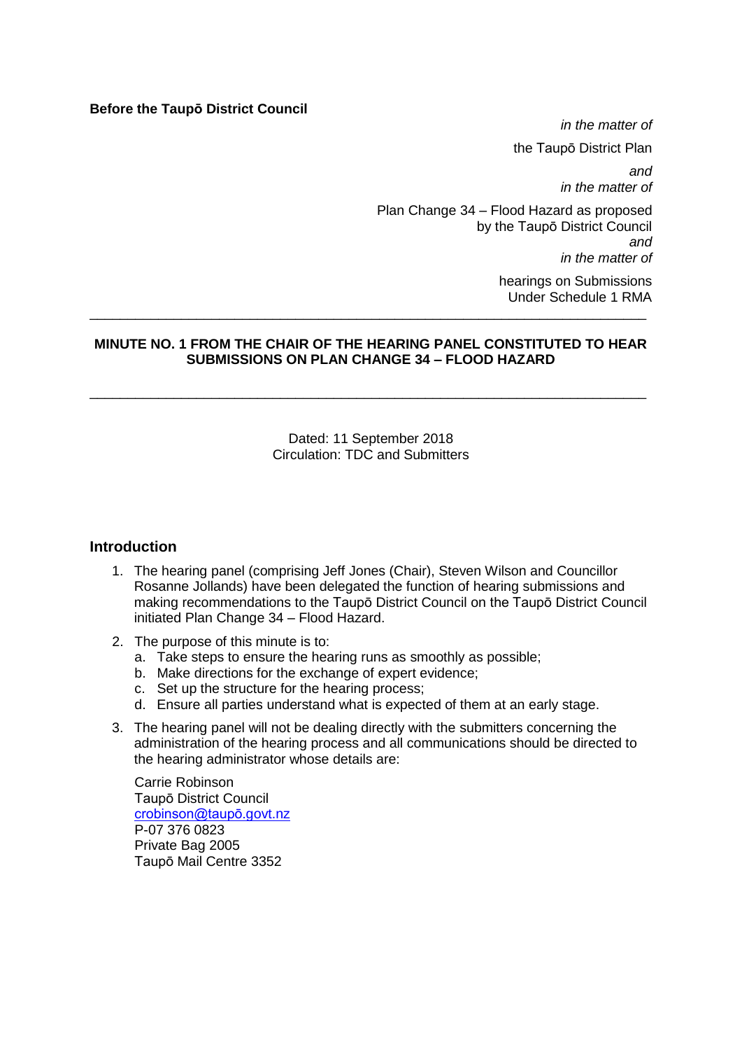**Before the Taupō District Council**

*in the matter of*

the Taupō District Plan

*and*
*in the matter of*

Plan Change 34 – Flood Hazard as proposed by the Taupō District Council

*and*
*in the matter of*

hearings on Submissions Under Schedule 1 RMA

---

**MINUTE NO. 1 FROM THE CHAIR OF THE HEARING PANEL CONSTITUTED TO HEAR SUBMISSIONS ON PLAN CHANGE 34 – FLOOD HAZARD**

---

Dated: 11 September 2018
Circulation: TDC and Submitters

## Introduction

1. The hearing panel (comprising Jeff Jones (Chair), Steven Wilson and Councillor Rosanne Jollands) have been delegated the function of hearing submissions and making recommendations to the Taupō District Council on the Taupō District Council initiated Plan Change 34 – Flood Hazard.

2. The purpose of this minute is to:
   a. Take steps to ensure the hearing runs as smoothly as possible;
   b. Make directions for the exchange of expert evidence;
   c. Set up the structure for the hearing process;
   d. Ensure all parties understand what is expected of them at an early stage.

3. The hearing panel will not be dealing directly with the submitters concerning the administration of the hearing process and all communications should be directed to the hearing administrator whose details are:

   Carrie Robinson
   Taupō District Council
   crobinson@taupō.govt.nz
   P-07 376 0823
   Private Bag 2005
   Taupō Mail Centre 3352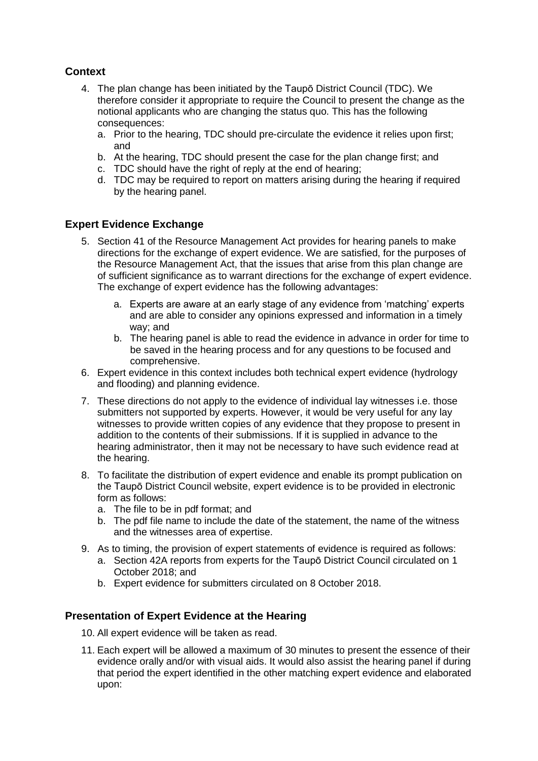## Context

4. The plan change has been initiated by the Taupō District Council (TDC). We therefore consider it appropriate to require the Council to present the change as the notional applicants who are changing the status quo. This has the following consequences:
   a. Prior to the hearing, TDC should pre-circulate the evidence it relies upon first; and
   b. At the hearing, TDC should present the case for the plan change first; and
   c. TDC should have the right of reply at the end of hearing;
   d. TDC may be required to report on matters arising during the hearing if required by the hearing panel.

## Expert Evidence Exchange

5. Section 41 of the Resource Management Act provides for hearing panels to make directions for the exchange of expert evidence. We are satisfied, for the purposes of the Resource Management Act, that the issues that arise from this plan change are of sufficient significance as to warrant directions for the exchange of expert evidence. The exchange of expert evidence has the following advantages:
   a. Experts are aware at an early stage of any evidence from 'matching' experts and are able to consider any opinions expressed and information in a timely way; and
   b. The hearing panel is able to read the evidence in advance in order for time to be saved in the hearing process and for any questions to be focused and comprehensive.
6. Expert evidence in this context includes both technical expert evidence (hydrology and flooding) and planning evidence.
7. These directions do not apply to the evidence of individual lay witnesses i.e. those submitters not supported by experts. However, it would be very useful for any lay witnesses to provide written copies of any evidence that they propose to present in addition to the contents of their submissions. If it is supplied in advance to the hearing administrator, then it may not be necessary to have such evidence read at the hearing.
8. To facilitate the distribution of expert evidence and enable its prompt publication on the Taupō District Council website, expert evidence is to be provided in electronic form as follows:
   a. The file to be in pdf format; and
   b. The pdf file name to include the date of the statement, the name of the witness and the witnesses area of expertise.
9. As to timing, the provision of expert statements of evidence is required as follows:
   a. Section 42A reports from experts for the Taupō District Council circulated on 1 October 2018; and
   b. Expert evidence for submitters circulated on 8 October 2018.

## Presentation of Expert Evidence at the Hearing

10. All expert evidence will be taken as read.
11. Each expert will be allowed a maximum of 30 minutes to present the essence of their evidence orally and/or with visual aids. It would also assist the hearing panel if during that period the expert identified in the other matching expert evidence and elaborated upon: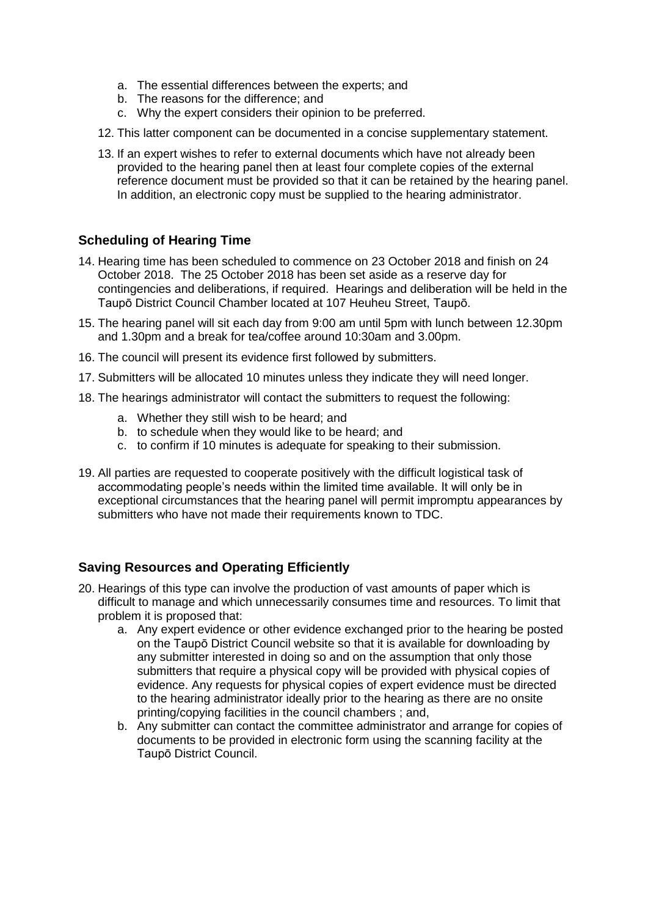a. The essential differences between the experts; and
   b. The reasons for the difference; and
   c. Why the expert considers their opinion to be preferred.

12. This latter component can be documented in a concise supplementary statement.

13. If an expert wishes to refer to external documents which have not already been provided to the hearing panel then at least four complete copies of the external reference document must be provided so that it can be retained by the hearing panel. In addition, an electronic copy must be supplied to the hearing administrator.

## Scheduling of Hearing Time

14. Hearing time has been scheduled to commence on 23 October 2018 and finish on 24 October 2018. The 25 October 2018 has been set aside as a reserve day for contingencies and deliberations, if required. Hearings and deliberation will be held in the Taupō District Council Chamber located at 107 Heuheu Street, Taupō.

15. The hearing panel will sit each day from 9:00 am until 5pm with lunch between 12.30pm and 1.30pm and a break for tea/coffee around 10:30am and 3.00pm.

16. The council will present its evidence first followed by submitters.

17. Submitters will be allocated 10 minutes unless they indicate they will need longer.

18. The hearings administrator will contact the submitters to request the following:
   a. Whether they still wish to be heard; and
   b. to schedule when they would like to be heard; and
   c. to confirm if 10 minutes is adequate for speaking to their submission.

19. All parties are requested to cooperate positively with the difficult logistical task of accommodating people's needs within the limited time available. It will only be in exceptional circumstances that the hearing panel will permit impromptu appearances by submitters who have not made their requirements known to TDC.

## Saving Resources and Operating Efficiently

20. Hearings of this type can involve the production of vast amounts of paper which is difficult to manage and which unnecessarily consumes time and resources. To limit that problem it is proposed that:
   a. Any expert evidence or other evidence exchanged prior to the hearing be posted on the Taupō District Council website so that it is available for downloading by any submitter interested in doing so and on the assumption that only those submitters that require a physical copy will be provided with physical copies of evidence. Any requests for physical copies of expert evidence must be directed to the hearing administrator ideally prior to the hearing as there are no onsite printing/copying facilities in the council chambers ; and,
   b. Any submitter can contact the committee administrator and arrange for copies of documents to be provided in electronic form using the scanning facility at the Taupō District Council.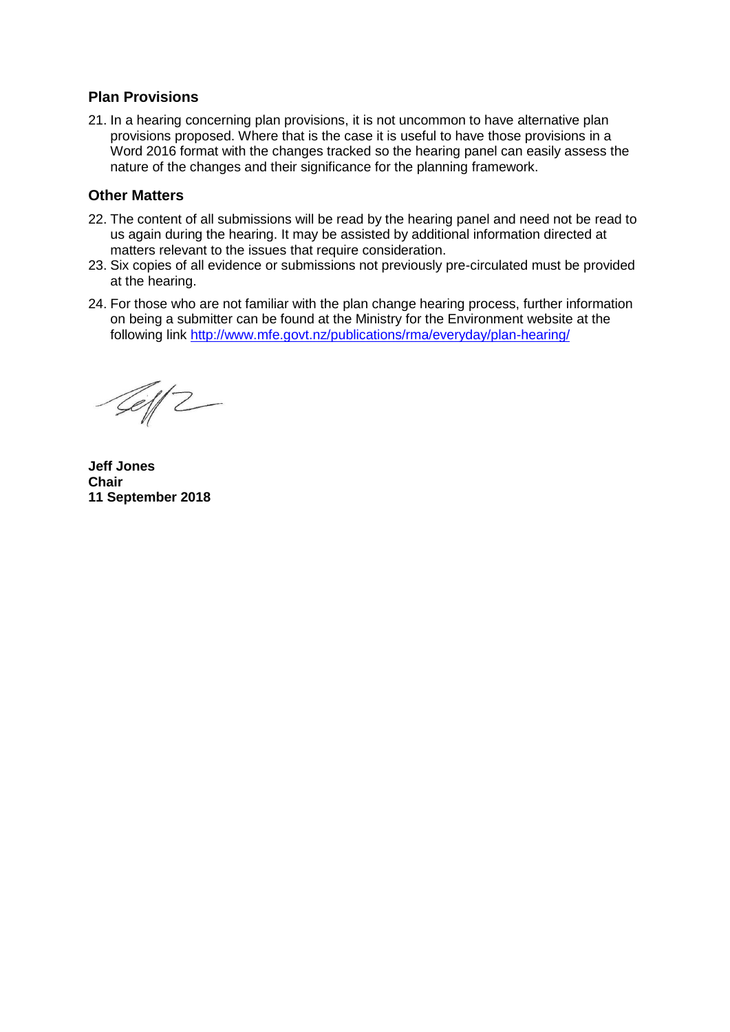## Plan Provisions

21. In a hearing concerning plan provisions, it is not uncommon to have alternative plan provisions proposed. Where that is the case it is useful to have those provisions in a Word 2016 format with the changes tracked so the hearing panel can easily assess the nature of the changes and their significance for the planning framework.

## Other Matters

22. The content of all submissions will be read by the hearing panel and need not be read to us again during the hearing. It may be assisted by additional information directed at matters relevant to the issues that require consideration.
23. Six copies of all evidence or submissions not previously pre-circulated must be provided at the hearing.
24. For those who are not familiar with the plan change hearing process, further information on being a submitter can be found at the Ministry for the Environment website at the following link http://www.mfe.govt.nz/publications/rma/everyday/plan-hearing/

**Jeff Jones**
**Chair**
**11 September 2018**